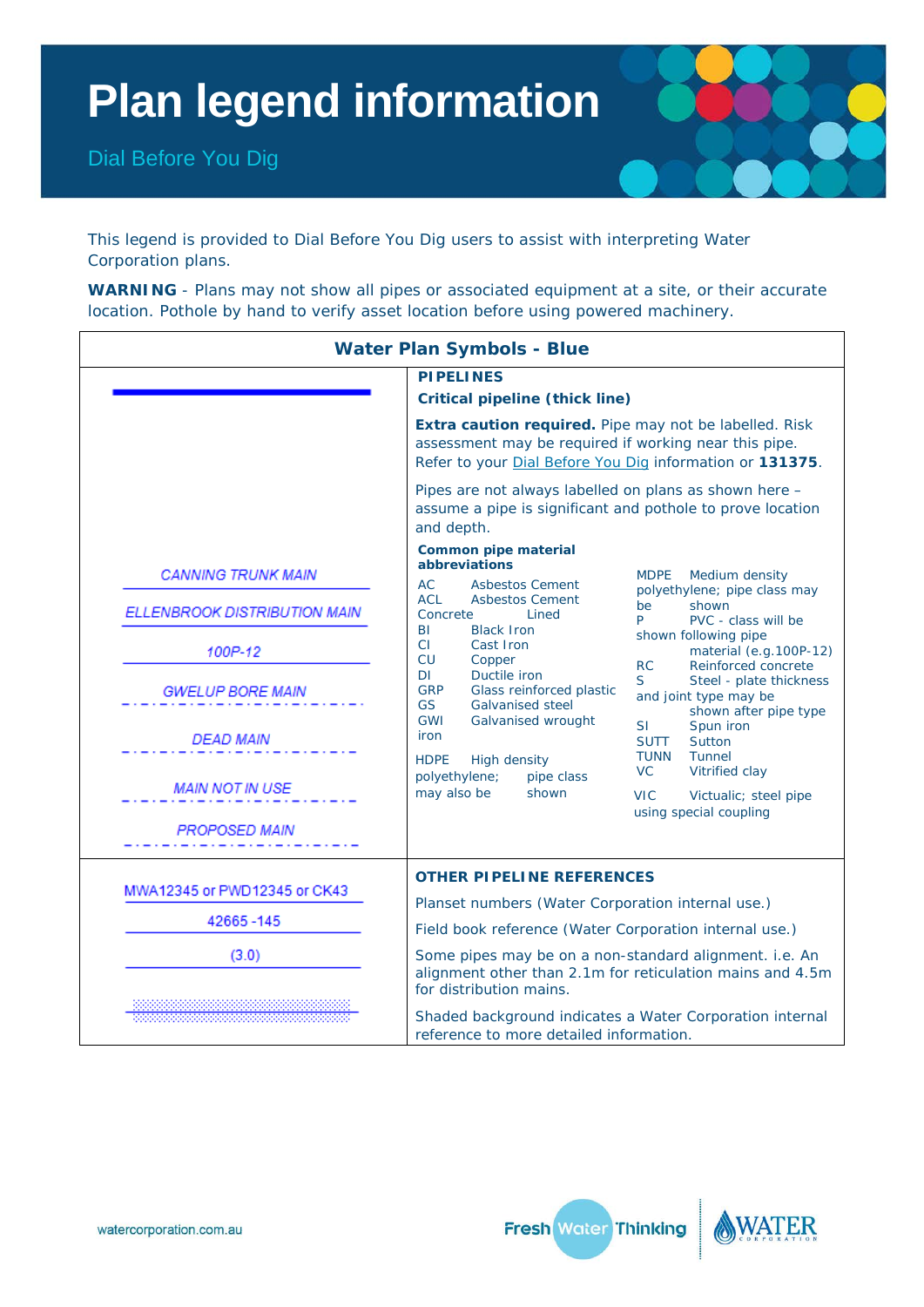# Plan legend information

Dial Before You Dig

This legend is provided to Dial Before You Dig users to assist with interpreting Water Corporation plans.

**WARNING** - Plans may not show all pipes or associated equipment at a site, or their accurate location. Pothole by hand to verify asset location before using powered machinery.

| Water Plan Symbols - Blue | |
|---|---|
| (thick line) | **PIPELINES**<br>**Critical pipeline (thick line)**<br>**Extra caution required.** Pipe may not be labelled. Risk assessment may be required if working near this pipe. Refer to your Dial Before You Dig information or **131375**.<br>Pipes are not always labelled on plans as shown here – assume a pipe is significant and pothole to prove location and depth. |
| CANNING TRUNK MAIN<br>ELLENBROOK DISTRIBUTION MAIN<br>100P-12<br>GWELUP BORE MAIN<br>DEAD MAIN<br>MAIN NOT IN USE<br>PROPOSED MAIN | **Common pipe material abbreviations**<br>AC Asbestos Cement<br>ACL Asbestos Cement Concrete Lined<br>BI Black Iron<br>CI Cast Iron<br>CU Copper<br>DI Ductile iron<br>GRP Glass reinforced plastic<br>GS Galvanised steel<br>GWI Galvanised wrought iron<br>HDPE High density polyethylene; pipe class may also be shown<br>MDPE Medium density polyethylene; pipe class may be shown<br>P PVC - class will be shown following pipe material (e.g.100P-12)<br>RC Reinforced concrete<br>S Steel - plate thickness and joint type may be shown after pipe type<br>SI Spun iron<br>SUTT Sutton<br>TUNN Tunnel<br>VC Vitrified clay<br>VIC Victualic; steel pipe using special coupling |
| MWA12345 or PWD12345 or CK43<br>42665 -145<br>(3.0)<br>(shaded background) | **OTHER PIPELINE REFERENCES**<br>Planset numbers (Water Corporation internal use.)<br>Field book reference (Water Corporation internal use.)<br>Some pipes may be on a non-standard alignment. i.e. An alignment other than 2.1m for reticulation mains and 4.5m for distribution mains.<br>Shaded background indicates a Water Corporation internal reference to more detailed information. |

watercorporation.com.au

Fresh Water Thinking WATER CORPORATION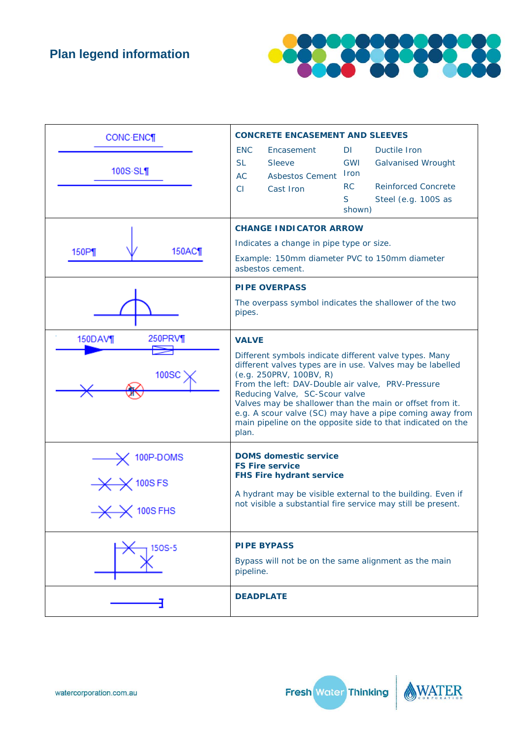# Plan legend information

| Symbol | Description |
| --- | --- |
| CONC-ENC¶ <br> 100S-SL¶ | **CONCRETE ENCASEMENT AND SLEEVES** <br> ENC Encasement <br> SL Sleeve <br> AC Asbestos Cement <br> CI Cast Iron <br> DI Ductile Iron <br> GWI Galvanised Wrought Iron <br> RC Reinforced Concrete <br> S Steel (e.g. 100S as shown) |
| 150P¶ 150AC¶ | **CHANGE INDICATOR ARROW** <br> Indicates a change in pipe type or size. <br> Example: 150mm diameter PVC to 150mm diameter asbestos cement. |
| | **PIPE OVERPASS** <br> The overpass symbol indicates the shallower of the two pipes. |
| 150DAV¶ 250PRV¶ <br> 100SC | **VALVE** <br> Different symbols indicate different valve types. Many different valves types are in use. Valves may be labelled (e.g. 250PRV, 100BV, R) <br> From the left: DAV-Double air valve, PRV-Pressure Reducing Valve, SC-Scour valve <br> Valves may be shallower than the main or offset from it. e.g. A scour valve (SC) may have a pipe coming away from main pipeline on the opposite side to that indicated on the plan. |
| 100P-DOMS <br> 100S FS <br> 100S FHS | **DOMS domestic service** <br> **FS Fire service** <br> **FHS Fire hydrant service** <br> A hydrant may be visible external to the building. Even if not visible a substantial fire service may still be present. |
| 150S-5 | **PIPE BYPASS** <br> Bypass will not be on the same alignment as the main pipeline. |
| | **DEADPLATE** |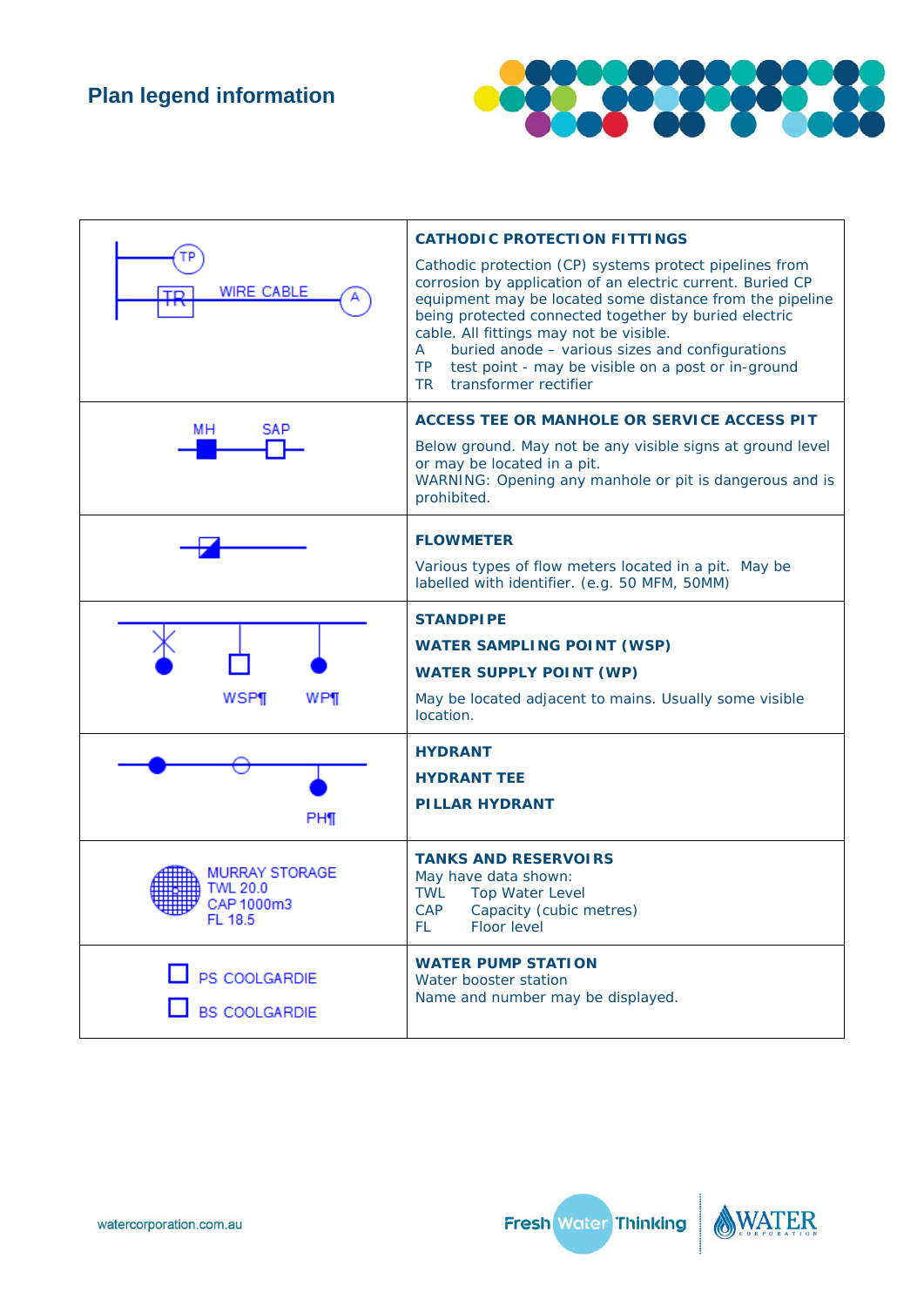# Plan legend information

| Symbol | Description |
|---|---|
| TP<br>TR WIRE CABLE A | **CATHODIC PROTECTION FITTINGS**<br>Cathodic protection (CP) systems protect pipelines from corrosion by application of an electric current. Buried CP equipment may be located some distance from the pipeline being protected connected together by buried electric cable. All fittings may not be visible.<br>A buried anode – various sizes and configurations<br>TP test point - may be visible on a post or in-ground<br>TR transformer rectifier |
| MH SAP | **ACCESS TEE OR MANHOLE OR SERVICE ACCESS PIT**<br>Below ground. May not be any visible signs at ground level or may be located in a pit.<br>WARNING: Opening any manhole or pit is dangerous and is prohibited. |
| | **FLOWMETER**<br>Various types of flow meters located in a pit. May be labelled with identifier. (e.g. 50 MFM, 50MM) |
| WSP¶ WP¶ | **STANDPIPE**<br>**WATER SAMPLING POINT (WSP)**<br>**WATER SUPPLY POINT (WP)**<br>May be located adjacent to mains. Usually some visible location. |
| PH¶ | **HYDRANT**<br>**HYDRANT TEE**<br>**PILLAR HYDRANT** |
| MURRAY STORAGE<br>TWL 20.0<br>CAP 1000m3<br>FL 18.5 | **TANKS AND RESERVOIRS**<br>May have data shown:<br>TWL Top Water Level<br>CAP Capacity (cubic metres)<br>FL Floor level |
| PS COOLGARDIE<br>BS COOLGARDIE | **WATER PUMP STATION**<br>Water booster station<br>Name and number may be displayed. |

watercorporation.com.au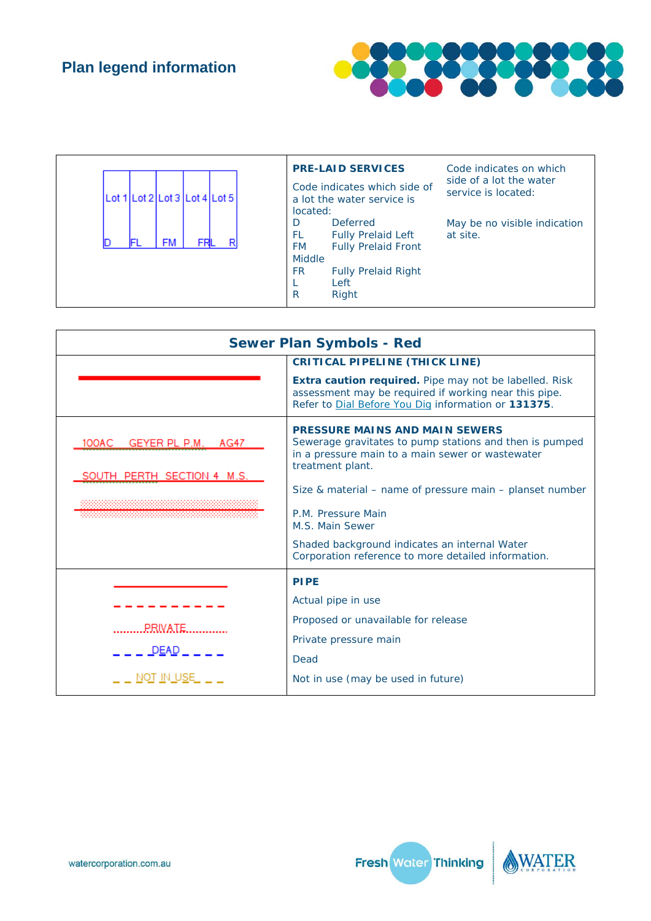## Plan legend information

| Lot 1 – D, Lot 2 – FL, Lot 3 – FM, Lot 4 – FRL, Lot 5 – R | **PRE-LAID SERVICES**<br><br>Code indicates which side of a lot the water service is located:<br>D Deferred<br>FL Fully Prelaid Left<br>FM Fully Prelaid Front Middle<br>FR Fully Prelaid Right<br>L Left<br>R Right | Code indicates on which side of a lot the water service is located:<br><br>May be no visible indication at site. |
|---|---|---|

| Sewer Plan Symbols - Red | |
|---|---|
| (thick red line) | **CRITICAL PIPELINE (THICK LINE)**<br><br>**Extra caution required.** Pipe may not be labelled. Risk assessment may be required if working near this pipe. Refer to Dial Before You Dig information or **131375**. |
| 100AC GEYER PL P.M. AG47<br><br>SOUTH PERTH SECTION 4 M.S.<br><br>(shaded red line) | **PRESSURE MAINS AND MAIN SEWERS**<br>Sewerage gravitates to pump stations and then is pumped in a pressure main to a main sewer or wastewater treatment plant.<br><br>Size & material – name of pressure main – planset number<br><br>P.M. Pressure Main<br>M.S. Main Sewer<br><br>Shaded background indicates an internal Water Corporation reference to more detailed information. |
| (solid red line)<br>(dashed red line)<br>PRIVATE<br>DEAD<br>NOT IN USE | **PIPE**<br>Actual pipe in use<br>Proposed or unavailable for release<br>Private pressure main<br>Dead<br>Not in use (may be used in future) |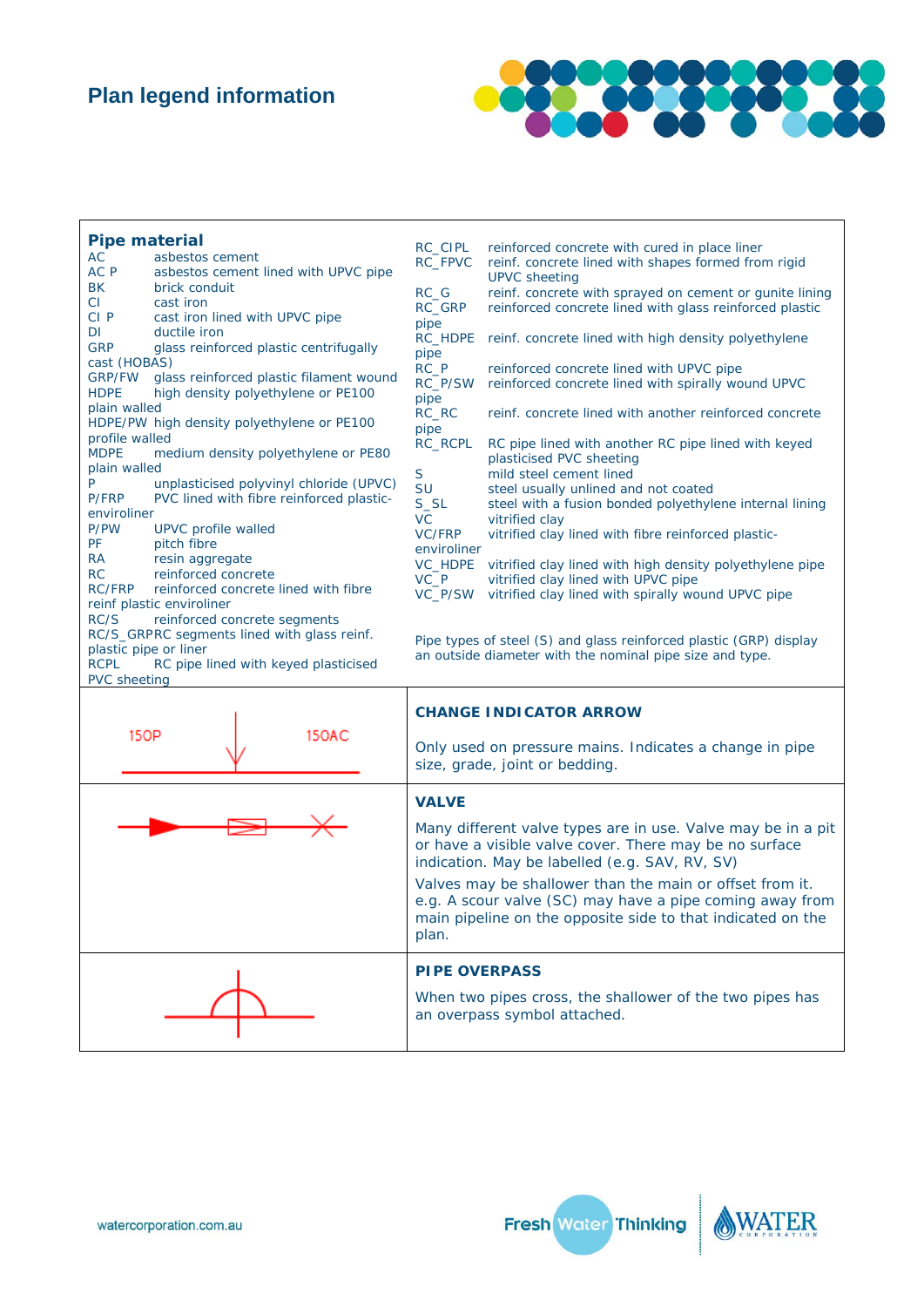# Plan legend information

## Pipe material

| Code | Description |
|---|---|
| AC | asbestos cement |
| AC P | asbestos cement lined with UPVC pipe |
| BK | brick conduit |
| CI | cast iron |
| CI P | cast iron lined with UPVC pipe |
| DI | ductile iron |
| GRP | glass reinforced plastic centrifugally cast (HOBAS) |
| GRP/FW | glass reinforced plastic filament wound |
| HDPE | high density polyethylene or PE100 plain walled |
| HDPE/PW | high density polyethylene or PE100 profile walled |
| MDPE | medium density polyethylene or PE80 plain walled |
| P | unplasticised polyvinyl chloride (UPVC) |
| P/FRP | PVC lined with fibre reinforced plastic-enviroliner |
| P/PW | UPVC profile walled |
| PF | pitch fibre |
| RA | resin aggregate |
| RC | reinforced concrete |
| RC/FRP | reinforced concrete lined with fibre reinf plastic enviroliner |
| RC/S | reinforced concrete segments |
| RC/S_GRP | RC segments lined with glass reinf. plastic pipe or liner |
| RCPL | RC pipe lined with keyed plasticised PVC sheeting |
| RC_CIPL | reinforced concrete with cured in place liner |
| RC_FPVC | reinf. concrete lined with shapes formed from rigid UPVC sheeting |
| RC_G | reinf. concrete with sprayed on cement or gunite lining |
| RC_GRP pipe | reinforced concrete lined with glass reinforced plastic |
| RC_HDPE pipe | reinf. concrete lined with high density polyethylene |
| RC_P | reinforced concrete lined with UPVC pipe |
| RC_P/SW pipe | reinforced concrete lined with spirally wound UPVC |
| RC_RC pipe | reinf. concrete lined with another reinforced concrete |
| RC_RCPL | RC pipe lined with another RC pipe lined with keyed plasticised PVC sheeting |
| S | mild steel cement lined |
| SU | steel usually unlined and not coated |
| S_SL | steel with a fusion bonded polyethylene internal lining |
| VC | vitrified clay |
| VC/FRP | vitrified clay lined with fibre reinforced plastic-enviroliner |
| VC_HDPE | vitrified clay lined with high density polyethylene pipe |
| VC_P | vitrified clay lined with UPVC pipe |
| VC_P/SW | vitrified clay lined with spirally wound UPVC pipe |

Pipe types of steel (S) and glass reinforced plastic (GRP) display an outside diameter with the nominal pipe size and type.

| Symbol | Description |
|---|---|
| 150P / 150AC | **CHANGE INDICATOR ARROW**<br>Only used on pressure mains. Indicates a change in pipe size, grade, joint or bedding. |
| | **VALVE**<br>Many different valve types are in use. Valve may be in a pit or have a visible valve cover. There may be no surface indication. May be labelled (e.g. SAV, RV, SV)<br>Valves may be shallower than the main or offset from it. e.g. A scour valve (SC) may have a pipe coming away from main pipeline on the opposite side to that indicated on the plan. |
| | **PIPE OVERPASS**<br>When two pipes cross, the shallower of the two pipes has an overpass symbol attached. |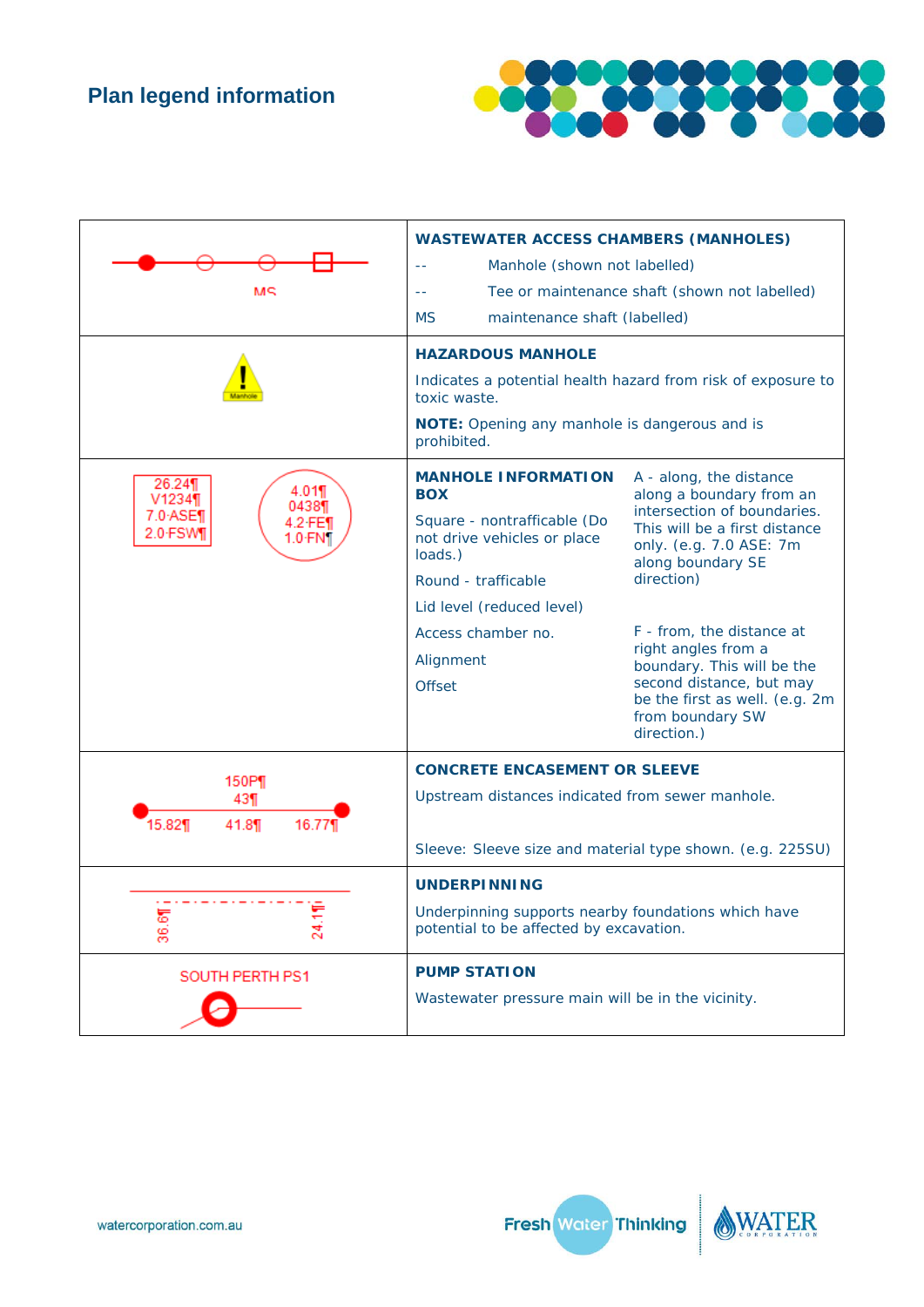# Plan legend information

| Symbol | Description |
| --- | --- |
| MS | **WASTEWATER ACCESS CHAMBERS (MANHOLES)**<br>-- Manhole (shown not labelled)<br>-- Tee or maintenance shaft (shown not labelled)<br>MS maintenance shaft (labelled) |
| Manhole | **HAZARDOUS MANHOLE**<br>Indicates a potential health hazard from risk of exposure to toxic waste.<br>**NOTE:** Opening any manhole is dangerous and is prohibited. |
| 26.24¶ V1234¶ 7.0·ASE¶ 2.0·FSW¶ / 4.01¶ 0438¶ 4.2·FE¶ 1.0·FN¶ | **MANHOLE INFORMATION BOX**<br>Square - nontrafficable (Do not drive vehicles or place loads.)<br>Round - trafficable<br>Lid level (reduced level)<br>Access chamber no.<br>Alignment<br>Offset<br>A - along, the distance along a boundary from an intersection of boundaries. This will be a first distance only. (e.g. 7.0 ASE: 7m along boundary SE direction)<br>F - from, the distance at right angles from a boundary. This will be the second distance, but may be the first as well. (e.g. 2m from boundary SW direction.) |
| 150P¶ 43¶ 15.82¶ 41.8¶ 16.77¶ | **CONCRETE ENCASEMENT OR SLEEVE**<br>Upstream distances indicated from sewer manhole.<br>Sleeve: Sleeve size and material type shown. (e.g. 225SU) |
| 36.6¶ 24.1¶ | **UNDERPINNING**<br>Underpinning supports nearby foundations which have potential to be affected by excavation. |
| SOUTH PERTH PS1 | **PUMP STATION**<br>Wastewater pressure main will be in the vicinity. |

watercorporation.com.au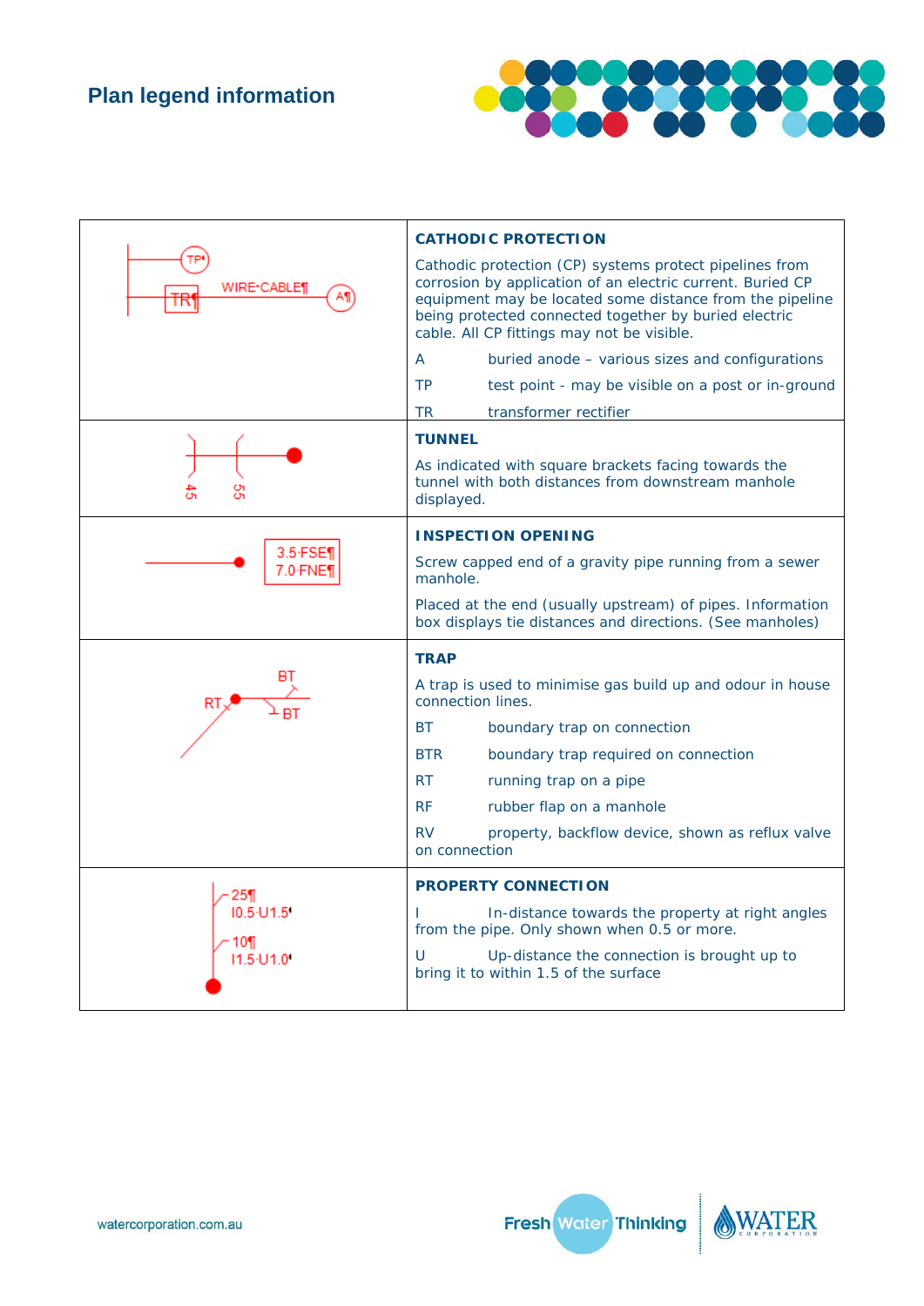# Plan legend information

| Symbol | Description |
|---|---|
| TP, TR, WIRE·CABLE, A | **CATHODIC PROTECTION**<br>Cathodic protection (CP) systems protect pipelines from corrosion by application of an electric current. Buried CP equipment may be located some distance from the pipeline being protected connected together by buried electric cable. All CP fittings may not be visible.<br>A buried anode – various sizes and configurations<br>TP test point - may be visible on a post or in-ground<br>TR transformer rectifier |
| 45, 55 | **TUNNEL**<br>As indicated with square brackets facing towards the tunnel with both distances from downstream manhole displayed. |
| 3.5 FSE, 7.0 FNE | **INSPECTION OPENING**<br>Screw capped end of a gravity pipe running from a sewer manhole.<br>Placed at the end (usually upstream) of pipes. Information box displays tie distances and directions. (See manholes) |
| RT, BT, BT | **TRAP**<br>A trap is used to minimise gas build up and odour in house connection lines.<br>BT boundary trap on connection<br>BTR boundary trap required on connection<br>RT running trap on a pipe<br>RF rubber flap on a manhole<br>RV property, backflow device, shown as reflux valve on connection |
| 25, I0.5 U1.5, 10, I1.5 U1.0 | **PROPERTY CONNECTION**<br>I In-distance towards the property at right angles from the pipe. Only shown when 0.5 or more.<br>U Up-distance the connection is brought up to bring it to within 1.5 of the surface |

watercorporation.com.au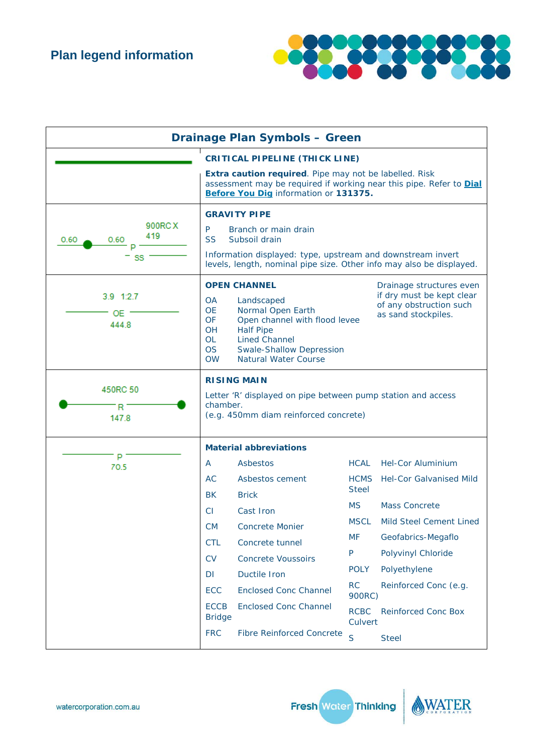# Plan legend information

| Drainage Plan Symbols – Green | |
|---|---|
| | **CRITICAL PIPELINE (THICK LINE)**<br>**Extra caution required**. Pipe may not be labelled. Risk assessment may be required if working near this pipe. Refer to **Dial Before You Dig** information or **131375.** |
| 0.60 0.60 900RC X 419 P SS | **GRAVITY PIPE**<br>P Branch or main drain<br>SS Subsoil drain<br>Information displayed: type, upstream and downstream invert levels, length, nominal pipe size. Other info may also be displayed. |
| 3.9 1:2.7 OE 444.8 | **OPEN CHANNEL**<br>OA Landscaped<br>OE Normal Open Earth<br>OF Open channel with flood levee<br>OH Half Pipe<br>OL Lined Channel<br>OS Swale-Shallow Depression<br>OW Natural Water Course<br>Drainage structures even if dry must be kept clear of any obstruction such as sand stockpiles. |
| 450RC 50 R 147.8 | **RISING MAIN**<br>Letter 'R' displayed on pipe between pump station and access chamber.<br>(e.g. 450mm diam reinforced concrete) |
| P 70.5 | **Material abbreviations**<br>A Asbestos<br>AC Asbestos cement<br>BK Brick<br>CI Cast Iron<br>CM Concrete Monier<br>CTL Concrete tunnel<br>CV Concrete Voussoirs<br>DI Ductile Iron<br>ECC Enclosed Conc Channel<br>ECCB Bridge Enclosed Conc Channel<br>FRC Fibre Reinforced Concrete<br>HCAL Hel-Cor Aluminium<br>HCMS Hel-Cor Galvanised Mild Steel<br>MS Mass Concrete<br>MSCL Mild Steel Cement Lined<br>MF Geofabrics-Megaflo<br>P Polyvinyl Chloride<br>POLY Polyethylene<br>RC Reinforced Conc (e.g. 900RC)<br>RCBC Reinforced Conc Box Culvert<br>S Steel |

watercorporation.com.au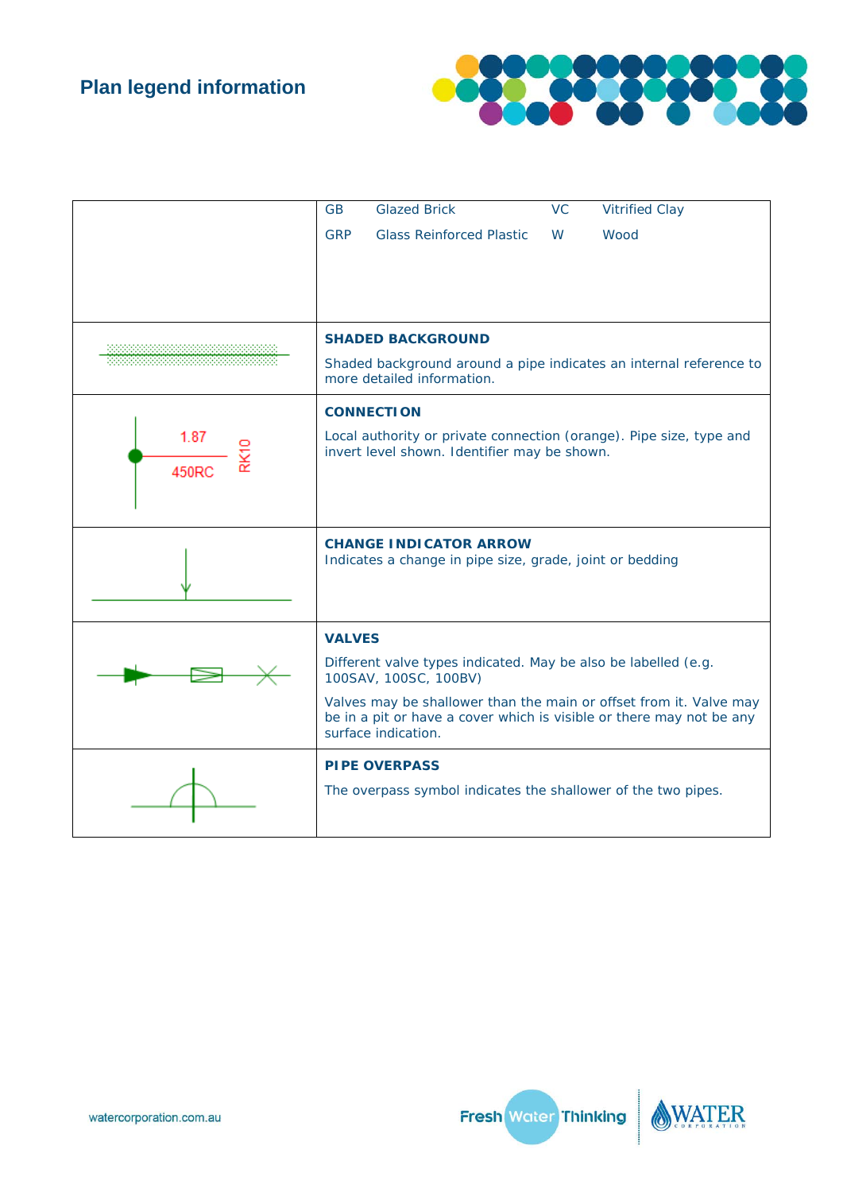## Plan legend information

| | |
|---|---|
| | GB Glazed Brick VC Vitrified Clay<br>GRP Glass Reinforced Plastic W Wood |
| | **SHADED BACKGROUND**<br>Shaded background around a pipe indicates an internal reference to more detailed information. |
| 1.87<br>450RC<br>RK10 | **CONNECTION**<br>Local authority or private connection (orange). Pipe size, type and invert level shown. Identifier may be shown. |
| | **CHANGE INDICATOR ARROW**<br>Indicates a change in pipe size, grade, joint or bedding |
| | **VALVES**<br>Different valve types indicated. May be also be labelled (e.g. 100SAV, 100SC, 100BV)<br>Valves may be shallower than the main or offset from it. Valve may be in a pit or have a cover which is visible or there may not be any surface indication. |
| | **PIPE OVERPASS**<br>The overpass symbol indicates the shallower of the two pipes. |

watercorporation.com.au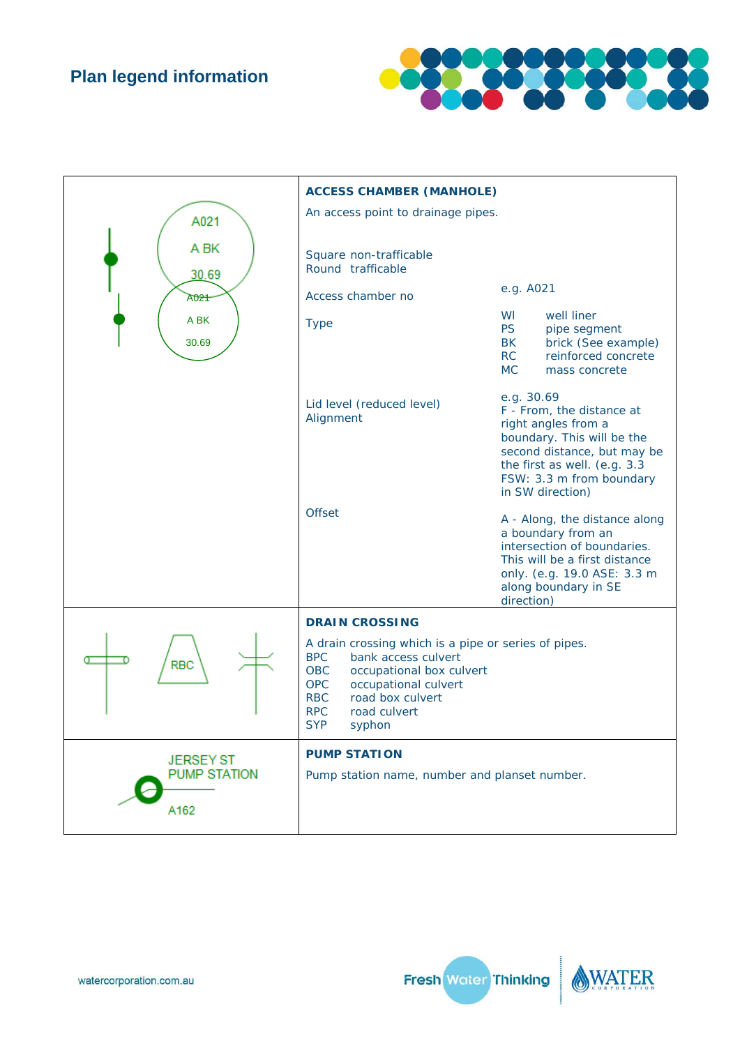## Plan legend information

| Symbol | Description |
|---|---|
| A021<br>A BK<br>30.69<br><br>A021<br>A BK<br>30.69 | **ACCESS CHAMBER (MANHOLE)**<br><br>An access point to drainage pipes.<br><br>Square non-trafficable<br>Round trafficable<br><br>Access chamber no — e.g. A021<br><br>Type —<br>WI well liner<br>PS pipe segment<br>BK brick (See example)<br>RC reinforced concrete<br>MC mass concrete<br><br>Lid level (reduced level) — e.g. 30.69<br><br>Alignment — F - From, the distance at right angles from a boundary. This will be the second distance, but may be the first as well. (e.g. 3.3 FSW: 3.3 m from boundary in SW direction)<br><br>Offset — A - Along, the distance along a boundary from an intersection of boundaries. This will be a first distance only. (e.g. 19.0 ASE: 3.3 m along boundary in SE direction) |
| RBC | **DRAIN CROSSING**<br><br>A drain crossing which is a pipe or series of pipes.<br>BPC bank access culvert<br>OBC occupational box culvert<br>OPC occupational culvert<br>RBC road box culvert<br>RPC road culvert<br>SYP syphon |
| JERSEY ST<br>PUMP STATION<br>A162 | **PUMP STATION**<br><br>Pump station name, number and planset number. |

watercorporation.com.au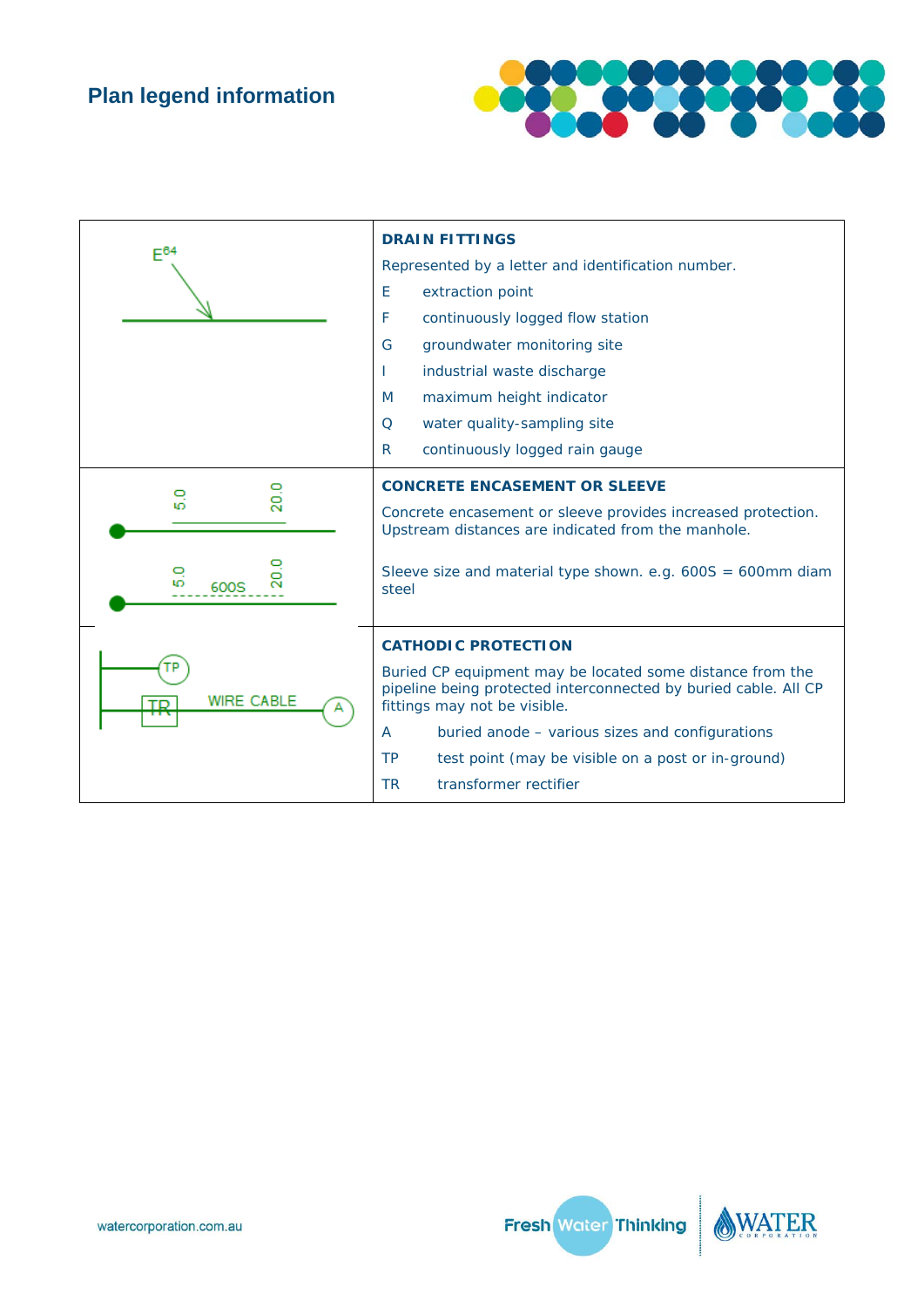## Plan legend information

| | |
|---|---|
| E64 | **DRAIN FITTINGS**<br>Represented by a letter and identification number.<br>E extraction point<br>F continuously logged flow station<br>G groundwater monitoring site<br>I industrial waste discharge<br>M maximum height indicator<br>Q water quality-sampling site<br>R continuously logged rain gauge |
| 5.0 20.0<br>5.0 600S 20.0 | **CONCRETE ENCASEMENT OR SLEEVE**<br>Concrete encasement or sleeve provides increased protection. Upstream distances are indicated from the manhole.<br>Sleeve size and material type shown. e.g. 600S = 600mm diam steel |
| TP<br>TR WIRE CABLE A | **CATHODIC PROTECTION**<br>Buried CP equipment may be located some distance from the pipeline being protected interconnected by buried cable. All CP fittings may not be visible.<br>A buried anode – various sizes and configurations<br>TP test point (may be visible on a post or in-ground)<br>TR transformer rectifier |

watercorporation.com.au